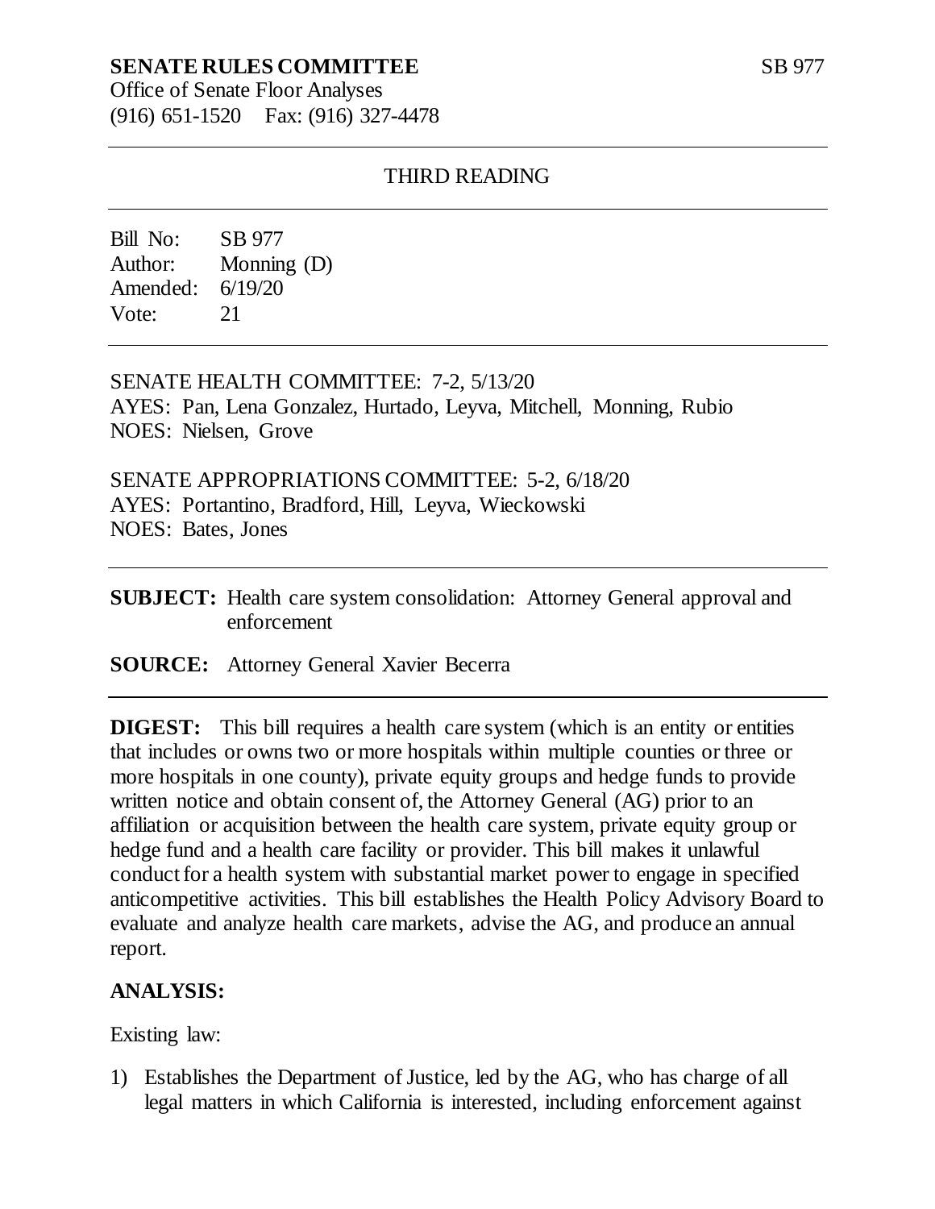**SENATE RULES COMMITTEE** SB 977

Office of Senate Floor Analyses

(916) 651-1520 Fax: (916) 327-4478

---

THIRD READING

---

Bill No: SB 977

Author: Monning (D)

Amended: 6/19/20

Vote: 21

---

SENATE HEALTH COMMITTEE: 7-2, 5/13/20

AYES: Pan, Lena Gonzalez, Hurtado, Leyva, Mitchell, Monning, Rubio

NOES: Nielsen, Grove

SENATE APPROPRIATIONS COMMITTEE: 5-2, 6/18/20

AYES: Portantino, Bradford, Hill, Leyva, Wieckowski

NOES: Bates, Jones

---

**SUBJECT:** Health care system consolidation: Attorney General approval and enforcement

**SOURCE:** Attorney General Xavier Becerra

---

**DIGEST:** This bill requires a health care system (which is an entity or entities that includes or owns two or more hospitals within multiple counties or three or more hospitals in one county), private equity groups and hedge funds to provide written notice and obtain consent of, the Attorney General (AG) prior to an affiliation or acquisition between the health care system, private equity group or hedge fund and a health care facility or provider. This bill makes it unlawful conduct for a health system with substantial market power to engage in specified anticompetitive activities. This bill establishes the Health Policy Advisory Board to evaluate and analyze health care markets, advise the AG, and produce an annual report.

**ANALYSIS:**

Existing law:

1) Establishes the Department of Justice, led by the AG, who has charge of all legal matters in which California is interested, including enforcement against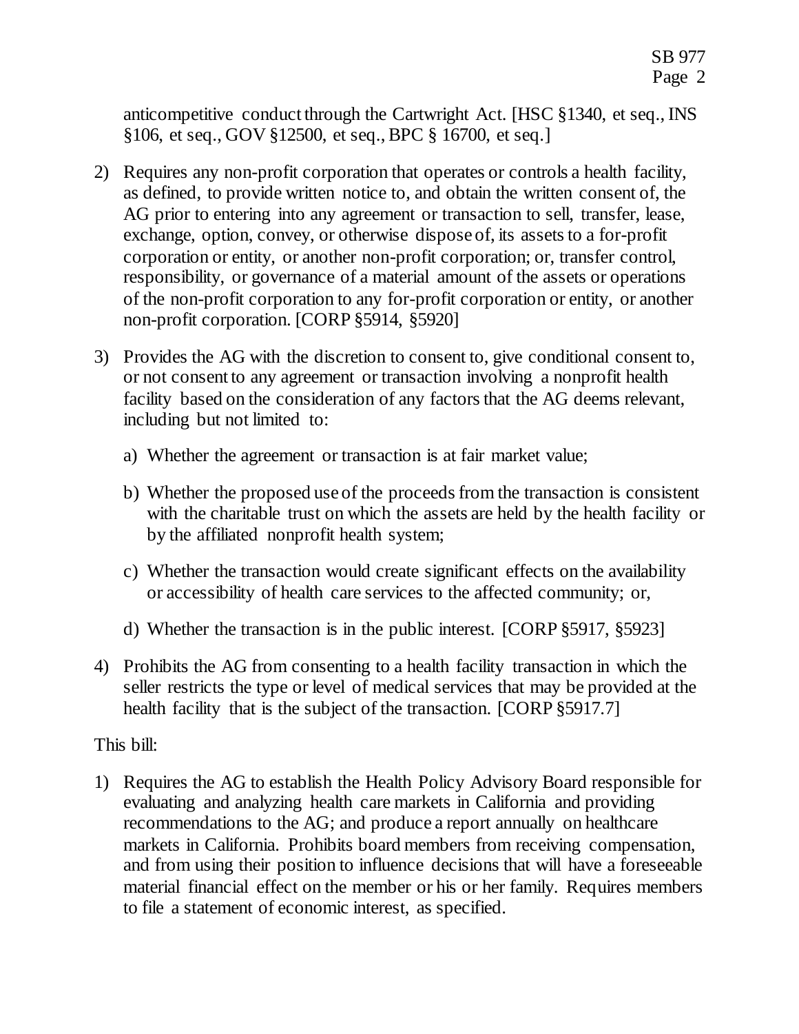anticompetitive conduct through the Cartwright Act. [HSC §1340, et seq., INS §106, et seq., GOV §12500, et seq., BPC § 16700, et seq.]

2) Requires any non-profit corporation that operates or controls a health facility, as defined, to provide written notice to, and obtain the written consent of, the AG prior to entering into any agreement or transaction to sell, transfer, lease, exchange, option, convey, or otherwise dispose of, its assets to a for-profit corporation or entity, or another non-profit corporation; or, transfer control, responsibility, or governance of a material amount of the assets or operations of the non-profit corporation to any for-profit corporation or entity, or another non-profit corporation. [CORP §5914, §5920]

3) Provides the AG with the discretion to consent to, give conditional consent to, or not consent to any agreement or transaction involving a nonprofit health facility based on the consideration of any factors that the AG deems relevant, including but not limited to:

   a) Whether the agreement or transaction is at fair market value;

   b) Whether the proposed use of the proceeds from the transaction is consistent with the charitable trust on which the assets are held by the health facility or by the affiliated nonprofit health system;

   c) Whether the transaction would create significant effects on the availability or accessibility of health care services to the affected community; or,

   d) Whether the transaction is in the public interest. [CORP §5917, §5923]

4) Prohibits the AG from consenting to a health facility transaction in which the seller restricts the type or level of medical services that may be provided at the health facility that is the subject of the transaction. [CORP §5917.7]

This bill:

1) Requires the AG to establish the Health Policy Advisory Board responsible for evaluating and analyzing health care markets in California and providing recommendations to the AG; and produce a report annually on healthcare markets in California. Prohibits board members from receiving compensation, and from using their position to influence decisions that will have a foreseeable material financial effect on the member or his or her family. Requires members to file a statement of economic interest, as specified.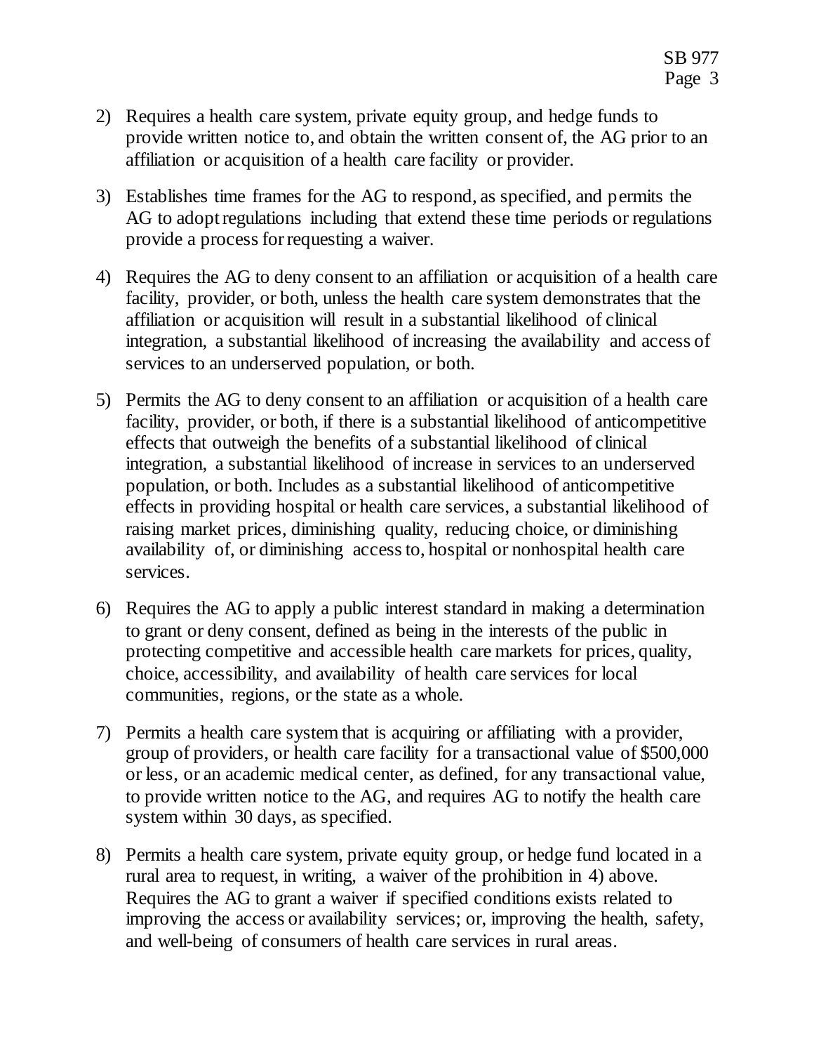2) Requires a health care system, private equity group, and hedge funds to provide written notice to, and obtain the written consent of, the AG prior to an affiliation or acquisition of a health care facility or provider.

3) Establishes time frames for the AG to respond, as specified, and permits the AG to adopt regulations including that extend these time periods or regulations provide a process for requesting a waiver.

4) Requires the AG to deny consent to an affiliation or acquisition of a health care facility, provider, or both, unless the health care system demonstrates that the affiliation or acquisition will result in a substantial likelihood of clinical integration, a substantial likelihood of increasing the availability and access of services to an underserved population, or both.

5) Permits the AG to deny consent to an affiliation or acquisition of a health care facility, provider, or both, if there is a substantial likelihood of anticompetitive effects that outweigh the benefits of a substantial likelihood of clinical integration, a substantial likelihood of increase in services to an underserved population, or both. Includes as a substantial likelihood of anticompetitive effects in providing hospital or health care services, a substantial likelihood of raising market prices, diminishing quality, reducing choice, or diminishing availability of, or diminishing access to, hospital or nonhospital health care services.

6) Requires the AG to apply a public interest standard in making a determination to grant or deny consent, defined as being in the interests of the public in protecting competitive and accessible health care markets for prices, quality, choice, accessibility, and availability of health care services for local communities, regions, or the state as a whole.

7) Permits a health care system that is acquiring or affiliating with a provider, group of providers, or health care facility for a transactional value of $500,000 or less, or an academic medical center, as defined, for any transactional value, to provide written notice to the AG, and requires AG to notify the health care system within 30 days, as specified.

8) Permits a health care system, private equity group, or hedge fund located in a rural area to request, in writing, a waiver of the prohibition in 4) above. Requires the AG to grant a waiver if specified conditions exists related to improving the access or availability services; or, improving the health, safety, and well-being of consumers of health care services in rural areas.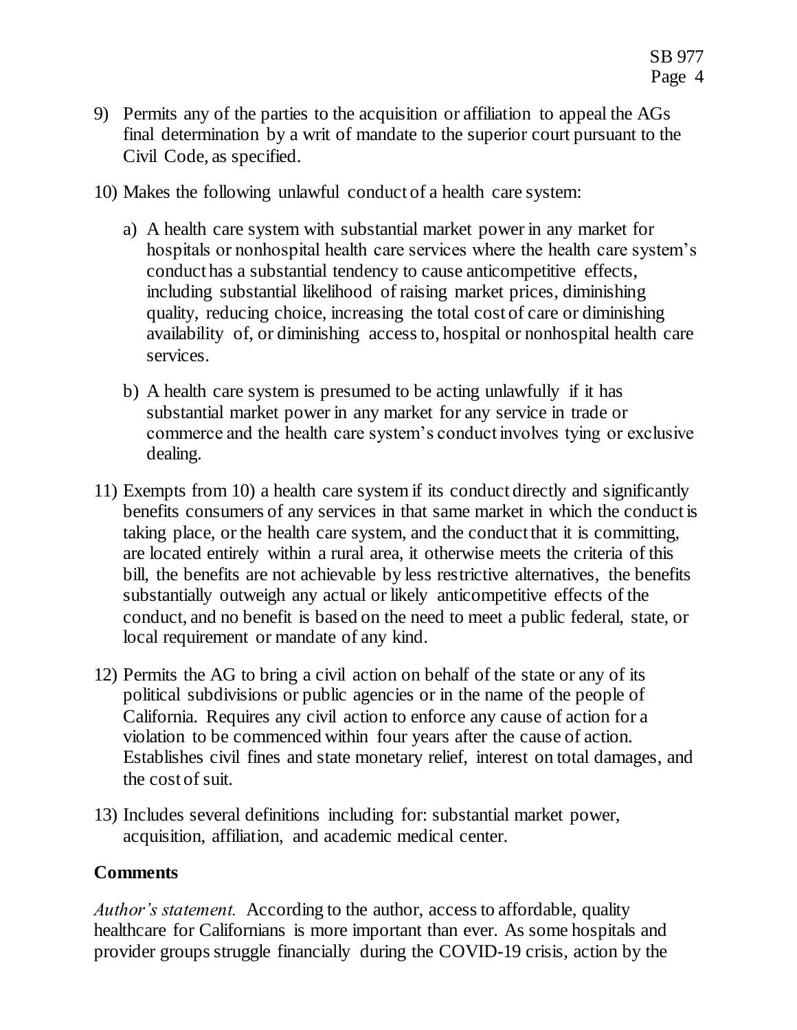9) Permits any of the parties to the acquisition or affiliation to appeal the AGs final determination by a writ of mandate to the superior court pursuant to the Civil Code, as specified.

10) Makes the following unlawful conduct of a health care system:

    a) A health care system with substantial market power in any market for hospitals or nonhospital health care services where the health care system's conduct has a substantial tendency to cause anticompetitive effects, including substantial likelihood of raising market prices, diminishing quality, reducing choice, increasing the total cost of care or diminishing availability of, or diminishing access to, hospital or nonhospital health care services.

    b) A health care system is presumed to be acting unlawfully if it has substantial market power in any market for any service in trade or commerce and the health care system's conduct involves tying or exclusive dealing.

11) Exempts from 10) a health care system if its conduct directly and significantly benefits consumers of any services in that same market in which the conduct is taking place, or the health care system, and the conduct that it is committing, are located entirely within a rural area, it otherwise meets the criteria of this bill, the benefits are not achievable by less restrictive alternatives, the benefits substantially outweigh any actual or likely anticompetitive effects of the conduct, and no benefit is based on the need to meet a public federal, state, or local requirement or mandate of any kind.

12) Permits the AG to bring a civil action on behalf of the state or any of its political subdivisions or public agencies or in the name of the people of California. Requires any civil action to enforce any cause of action for a violation to be commenced within four years after the cause of action. Establishes civil fines and state monetary relief, interest on total damages, and the cost of suit.

13) Includes several definitions including for: substantial market power, acquisition, affiliation, and academic medical center.

## Comments

*Author's statement.* According to the author, access to affordable, quality healthcare for Californians is more important than ever. As some hospitals and provider groups struggle financially during the COVID-19 crisis, action by the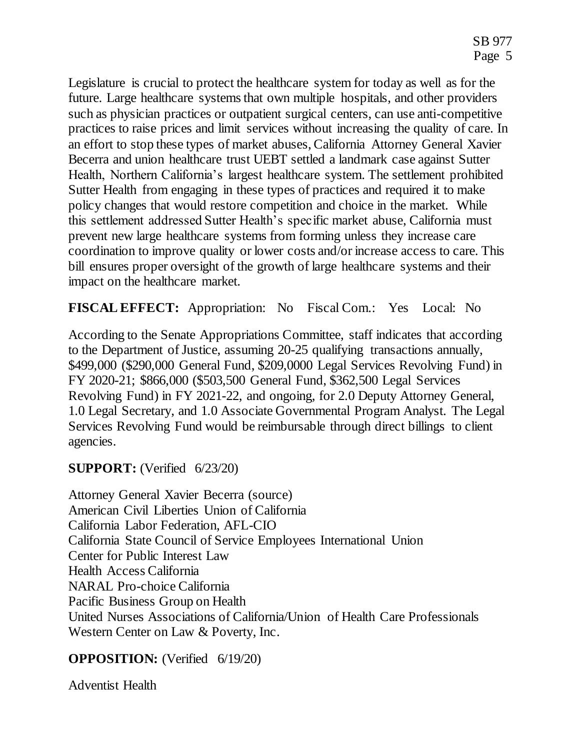Legislature is crucial to protect the healthcare system for today as well as for the future. Large healthcare systems that own multiple hospitals, and other providers such as physician practices or outpatient surgical centers, can use anti-competitive practices to raise prices and limit services without increasing the quality of care. In an effort to stop these types of market abuses, California Attorney General Xavier Becerra and union healthcare trust UEBT settled a landmark case against Sutter Health, Northern California's largest healthcare system. The settlement prohibited Sutter Health from engaging in these types of practices and required it to make policy changes that would restore competition and choice in the market. While this settlement addressed Sutter Health's specific market abuse, California must prevent new large healthcare systems from forming unless they increase care coordination to improve quality or lower costs and/or increase access to care. This bill ensures proper oversight of the growth of large healthcare systems and their impact on the healthcare market.

**FISCAL EFFECT:** Appropriation: No Fiscal Com.: Yes Local: No

According to the Senate Appropriations Committee, staff indicates that according to the Department of Justice, assuming 20-25 qualifying transactions annually, \$499,000 (\$290,000 General Fund, \$209,0000 Legal Services Revolving Fund) in FY 2020-21; \$866,000 (\$503,500 General Fund, \$362,500 Legal Services Revolving Fund) in FY 2021-22, and ongoing, for 2.0 Deputy Attorney General, 1.0 Legal Secretary, and 1.0 Associate Governmental Program Analyst. The Legal Services Revolving Fund would be reimbursable through direct billings to client agencies.

**SUPPORT:** (Verified 6/23/20)

Attorney General Xavier Becerra (source)
American Civil Liberties Union of California
California Labor Federation, AFL-CIO
California State Council of Service Employees International Union
Center for Public Interest Law
Health Access California
NARAL Pro-choice California
Pacific Business Group on Health
United Nurses Associations of California/Union of Health Care Professionals
Western Center on Law & Poverty, Inc.

**OPPOSITION:** (Verified 6/19/20)

Adventist Health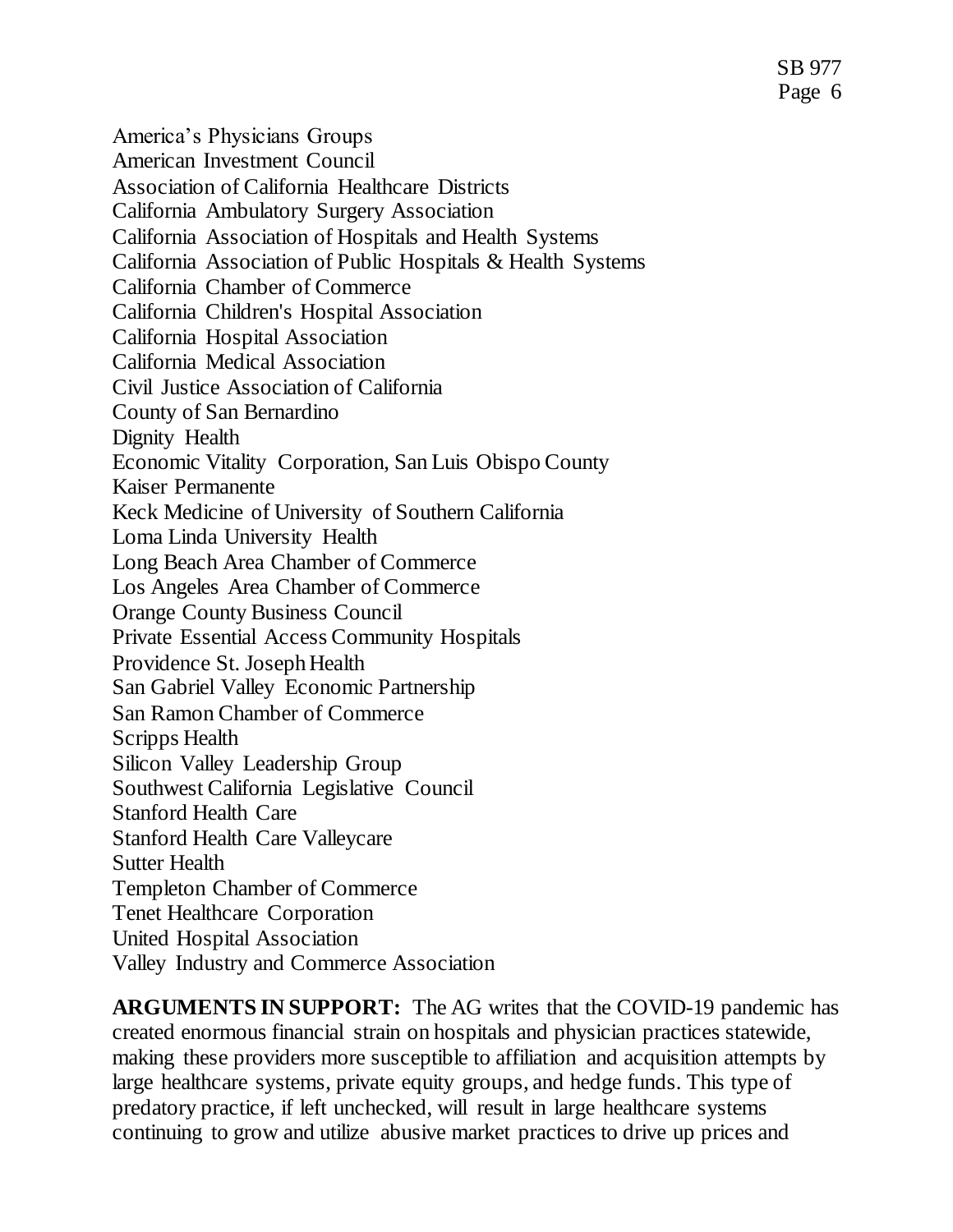America's Physicians Groups
American Investment Council
Association of California Healthcare Districts
California Ambulatory Surgery Association
California Association of Hospitals and Health Systems
California Association of Public Hospitals & Health Systems
California Chamber of Commerce
California Children's Hospital Association
California Hospital Association
California Medical Association
Civil Justice Association of California
County of San Bernardino
Dignity Health
Economic Vitality Corporation, San Luis Obispo County
Kaiser Permanente
Keck Medicine of University of Southern California
Loma Linda University Health
Long Beach Area Chamber of Commerce
Los Angeles Area Chamber of Commerce
Orange County Business Council
Private Essential Access Community Hospitals
Providence St. Joseph Health
San Gabriel Valley Economic Partnership
San Ramon Chamber of Commerce
Scripps Health
Silicon Valley Leadership Group
Southwest California Legislative Council
Stanford Health Care
Stanford Health Care Valleycare
Sutter Health
Templeton Chamber of Commerce
Tenet Healthcare Corporation
United Hospital Association
Valley Industry and Commerce Association

**ARGUMENTS IN SUPPORT:** The AG writes that the COVID-19 pandemic has created enormous financial strain on hospitals and physician practices statewide, making these providers more susceptible to affiliation and acquisition attempts by large healthcare systems, private equity groups, and hedge funds. This type of predatory practice, if left unchecked, will result in large healthcare systems continuing to grow and utilize abusive market practices to drive up prices and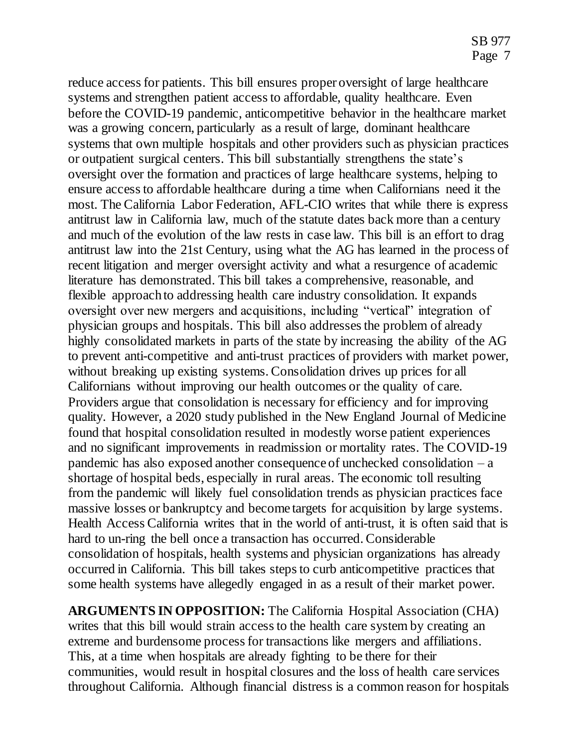reduce access for patients. This bill ensures proper oversight of large healthcare systems and strengthen patient access to affordable, quality healthcare. Even before the COVID-19 pandemic, anticompetitive behavior in the healthcare market was a growing concern, particularly as a result of large, dominant healthcare systems that own multiple hospitals and other providers such as physician practices or outpatient surgical centers. This bill substantially strengthens the state's oversight over the formation and practices of large healthcare systems, helping to ensure access to affordable healthcare during a time when Californians need it the most. The California Labor Federation, AFL-CIO writes that while there is express antitrust law in California law, much of the statute dates back more than a century and much of the evolution of the law rests in case law. This bill is an effort to drag antitrust law into the 21st Century, using what the AG has learned in the process of recent litigation and merger oversight activity and what a resurgence of academic literature has demonstrated. This bill takes a comprehensive, reasonable, and flexible approach to addressing health care industry consolidation. It expands oversight over new mergers and acquisitions, including "vertical" integration of physician groups and hospitals. This bill also addresses the problem of already highly consolidated markets in parts of the state by increasing the ability of the AG to prevent anti-competitive and anti-trust practices of providers with market power, without breaking up existing systems. Consolidation drives up prices for all Californians without improving our health outcomes or the quality of care. Providers argue that consolidation is necessary for efficiency and for improving quality. However, a 2020 study published in the New England Journal of Medicine found that hospital consolidation resulted in modestly worse patient experiences and no significant improvements in readmission or mortality rates. The COVID-19 pandemic has also exposed another consequence of unchecked consolidation – a shortage of hospital beds, especially in rural areas. The economic toll resulting from the pandemic will likely fuel consolidation trends as physician practices face massive losses or bankruptcy and become targets for acquisition by large systems. Health Access California writes that in the world of anti-trust, it is often said that is hard to un-ring the bell once a transaction has occurred. Considerable consolidation of hospitals, health systems and physician organizations has already occurred in California. This bill takes steps to curb anticompetitive practices that some health systems have allegedly engaged in as a result of their market power.

**ARGUMENTS IN OPPOSITION:** The California Hospital Association (CHA) writes that this bill would strain access to the health care system by creating an extreme and burdensome process for transactions like mergers and affiliations. This, at a time when hospitals are already fighting to be there for their communities, would result in hospital closures and the loss of health care services throughout California. Although financial distress is a common reason for hospitals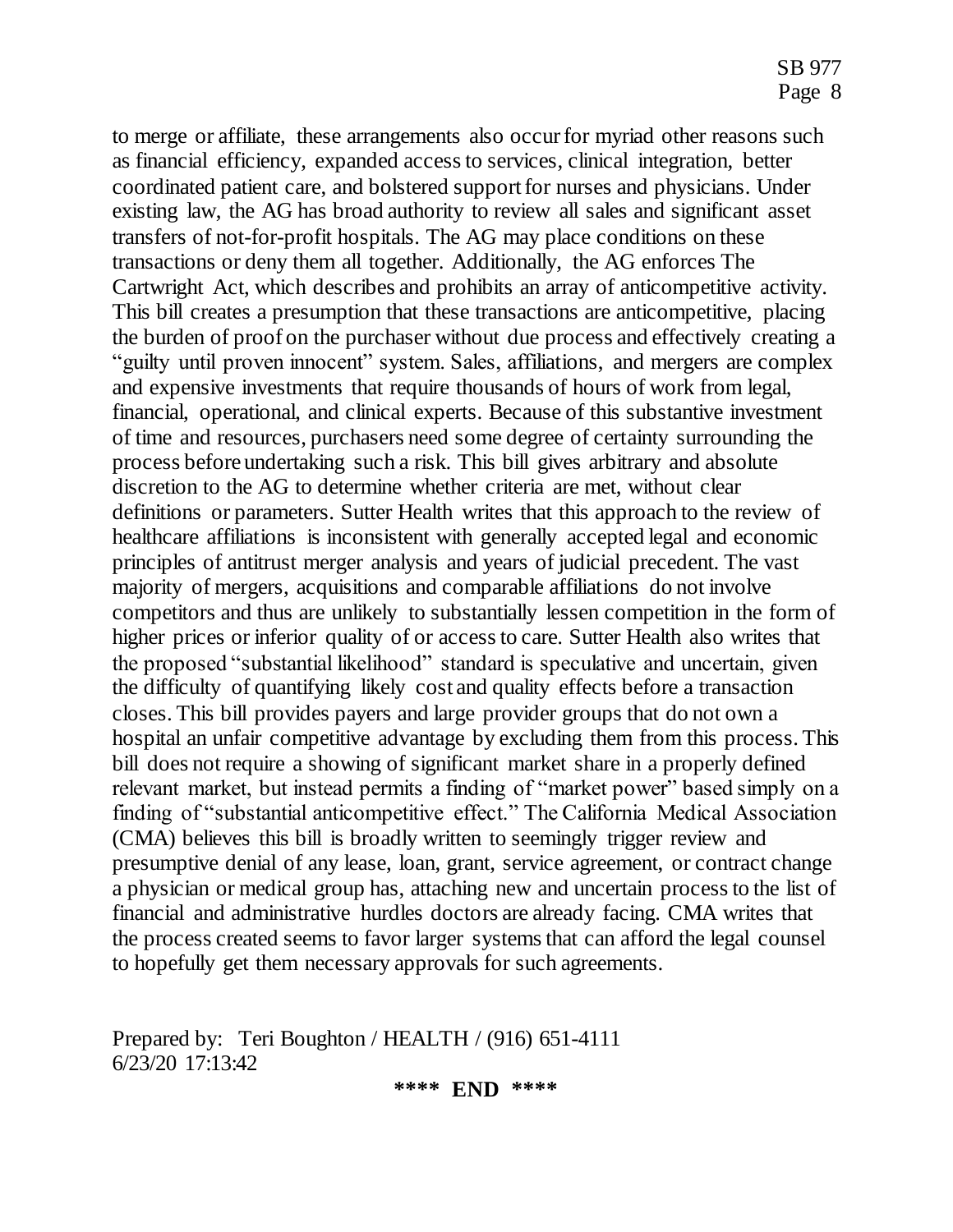to merge or affiliate, these arrangements also occur for myriad other reasons such as financial efficiency, expanded access to services, clinical integration, better coordinated patient care, and bolstered support for nurses and physicians. Under existing law, the AG has broad authority to review all sales and significant asset transfers of not-for-profit hospitals. The AG may place conditions on these transactions or deny them all together. Additionally, the AG enforces The Cartwright Act, which describes and prohibits an array of anticompetitive activity. This bill creates a presumption that these transactions are anticompetitive, placing the burden of proof on the purchaser without due process and effectively creating a "guilty until proven innocent" system. Sales, affiliations, and mergers are complex and expensive investments that require thousands of hours of work from legal, financial, operational, and clinical experts. Because of this substantive investment of time and resources, purchasers need some degree of certainty surrounding the process before undertaking such a risk. This bill gives arbitrary and absolute discretion to the AG to determine whether criteria are met, without clear definitions or parameters. Sutter Health writes that this approach to the review of healthcare affiliations is inconsistent with generally accepted legal and economic principles of antitrust merger analysis and years of judicial precedent. The vast majority of mergers, acquisitions and comparable affiliations do not involve competitors and thus are unlikely to substantially lessen competition in the form of higher prices or inferior quality of or access to care. Sutter Health also writes that the proposed "substantial likelihood" standard is speculative and uncertain, given the difficulty of quantifying likely cost and quality effects before a transaction closes. This bill provides payers and large provider groups that do not own a hospital an unfair competitive advantage by excluding them from this process. This bill does not require a showing of significant market share in a properly defined relevant market, but instead permits a finding of "market power" based simply on a finding of "substantial anticompetitive effect." The California Medical Association (CMA) believes this bill is broadly written to seemingly trigger review and presumptive denial of any lease, loan, grant, service agreement, or contract change a physician or medical group has, attaching new and uncertain process to the list of financial and administrative hurdles doctors are already facing. CMA writes that the process created seems to favor larger systems that can afford the legal counsel to hopefully get them necessary approvals for such agreements.

Prepared by: Teri Boughton / HEALTH / (916) 651-4111
6/23/20 17:13:42

**\*\*\*\* END \*\*\*\***